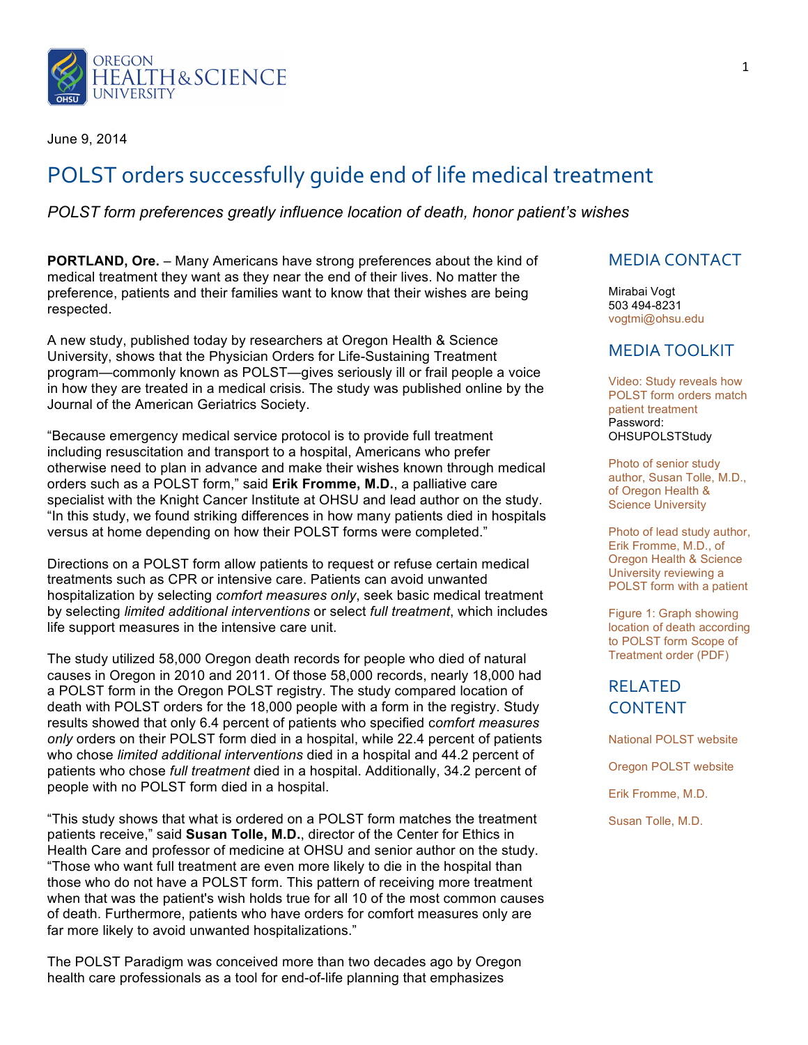June 9, 2014

# POLST orders successfully guide end of life medical treatment

*POLST form preferences greatly influence location of death, honor patient's wishes*

**PORTLAND, Ore.** – Many Americans have strong preferences about the kind of medical treatment they want as they near the end of their lives. No matter the preference, patients and their families want to know that their wishes are being respected.

A new study, published today by researchers at Oregon Health & Science University, shows that the Physician Orders for Life-Sustaining Treatment program—commonly known as POLST—gives seriously ill or frail people a voice in how they are treated in a medical crisis. The study was published online by the Journal of the American Geriatrics Society.

"Because emergency medical service protocol is to provide full treatment including resuscitation and transport to a hospital, Americans who prefer otherwise need to plan in advance and make their wishes known through medical orders such as a POLST form," said **Erik Fromme, M.D.**, a palliative care specialist with the Knight Cancer Institute at OHSU and lead author on the study. "In this study, we found striking differences in how many patients died in hospitals versus at home depending on how their POLST forms were completed."

Directions on a POLST form allow patients to request or refuse certain medical treatments such as CPR or intensive care. Patients can avoid unwanted hospitalization by selecting *comfort measures only*, seek basic medical treatment by selecting *limited additional interventions* or select *full treatment*, which includes life support measures in the intensive care unit.

The study utilized 58,000 Oregon death records for people who died of natural causes in Oregon in 2010 and 2011. Of those 58,000 records, nearly 18,000 had a POLST form in the Oregon POLST registry. The study compared location of death with POLST orders for the 18,000 people with a form in the registry. Study results showed that only 6.4 percent of patients who specified c*omfort measures only* orders on their POLST form died in a hospital, while 22.4 percent of patients who chose *limited additional interventions* died in a hospital and 44.2 percent of patients who chose *full treatment* died in a hospital. Additionally, 34.2 percent of people with no POLST form died in a hospital.

"This study shows that what is ordered on a POLST form matches the treatment patients receive," said **Susan Tolle, M.D.**, director of the Center for Ethics in Health Care and professor of medicine at OHSU and senior author on the study. "Those who want full treatment are even more likely to die in the hospital than those who do not have a POLST form. This pattern of receiving more treatment when that was the patient's wish holds true for all 10 of the most common causes of death. Furthermore, patients who have orders for comfort measures only are far more likely to avoid unwanted hospitalizations."

The POLST Paradigm was conceived more than two decades ago by Oregon health care professionals as a tool for end-of-life planning that emphasizes

## MEDIA CONTACT

Mirabai Vogt
503 494-8231
vogtmi@ohsu.edu

## MEDIA TOOLKIT

Video: Study reveals how POLST form orders match patient treatment
Password: OHSUPOLSTStudy

Photo of senior study author, Susan Tolle, M.D., of Oregon Health & Science University

Photo of lead study author, Erik Fromme, M.D., of Oregon Health & Science University reviewing a POLST form with a patient

Figure 1: Graph showing location of death according to POLST form Scope of Treatment order (PDF)

## RELATED CONTENT

National POLST website

Oregon POLST website

Erik Fromme, M.D.

Susan Tolle, M.D.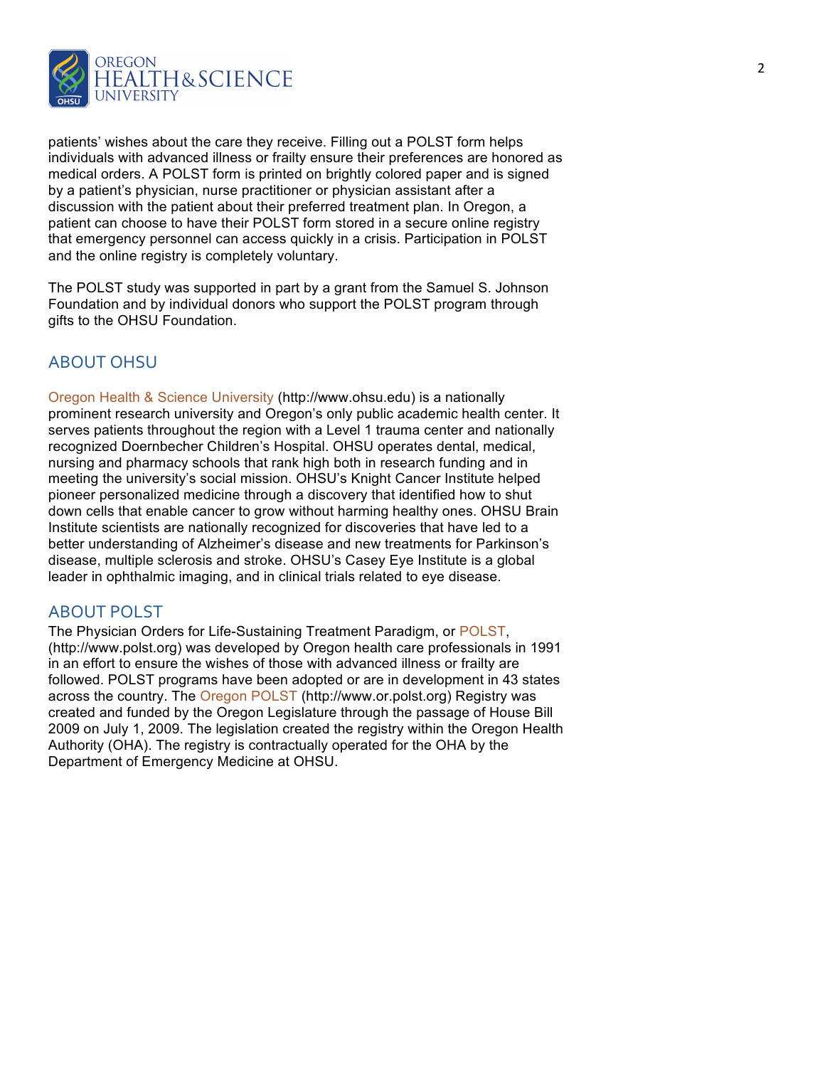patients' wishes about the care they receive. Filling out a POLST form helps individuals with advanced illness or frailty ensure their preferences are honored as medical orders. A POLST form is printed on brightly colored paper and is signed by a patient's physician, nurse practitioner or physician assistant after a discussion with the patient about their preferred treatment plan. In Oregon, a patient can choose to have their POLST form stored in a secure online registry that emergency personnel can access quickly in a crisis. Participation in POLST and the online registry is completely voluntary.

The POLST study was supported in part by a grant from the Samuel S. Johnson Foundation and by individual donors who support the POLST program through gifts to the OHSU Foundation.

## ABOUT OHSU

Oregon Health & Science University (http://www.ohsu.edu) is a nationally prominent research university and Oregon's only public academic health center. It serves patients throughout the region with a Level 1 trauma center and nationally recognized Doernbecher Children's Hospital. OHSU operates dental, medical, nursing and pharmacy schools that rank high both in research funding and in meeting the university's social mission. OHSU's Knight Cancer Institute helped pioneer personalized medicine through a discovery that identified how to shut down cells that enable cancer to grow without harming healthy ones. OHSU Brain Institute scientists are nationally recognized for discoveries that have led to a better understanding of Alzheimer's disease and new treatments for Parkinson's disease, multiple sclerosis and stroke. OHSU's Casey Eye Institute is a global leader in ophthalmic imaging, and in clinical trials related to eye disease.

## ABOUT POLST

The Physician Orders for Life-Sustaining Treatment Paradigm, or POLST, (http://www.polst.org) was developed by Oregon health care professionals in 1991 in an effort to ensure the wishes of those with advanced illness or frailty are followed. POLST programs have been adopted or are in development in 43 states across the country. The Oregon POLST (http://www.or.polst.org) Registry was created and funded by the Oregon Legislature through the passage of House Bill 2009 on July 1, 2009. The legislation created the registry within the Oregon Health Authority (OHA). The registry is contractually operated for the OHA by the Department of Emergency Medicine at OHSU.